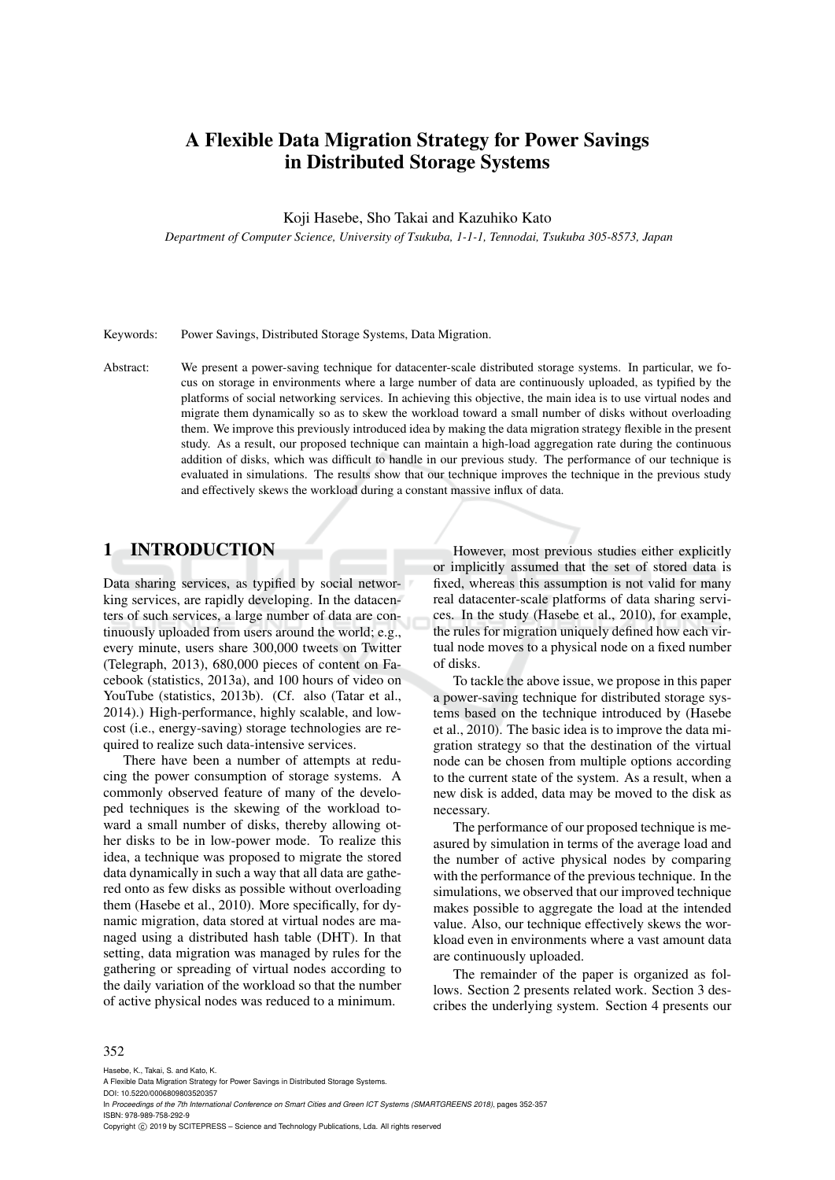# A Flexible Data Migration Strategy for Power Savings in Distributed Storage Systems

Koji Hasebe, Sho Takai and Kazuhiko Kato

*Department of Computer Science, University of Tsukuba, 1-1-1, Tennodai, Tsukuba 305-8573, Japan*

Keywords: Power Savings, Distributed Storage Systems, Data Migration.

Abstract: We present a power-saving technique for datacenter-scale distributed storage systems. In particular, we focus on storage in environments where a large number of data are continuously uploaded, as typified by the platforms of social networking services. In achieving this objective, the main idea is to use virtual nodes and migrate them dynamically so as to skew the workload toward a small number of disks without overloading them. We improve this previously introduced idea by making the data migration strategy flexible in the present study. As a result, our proposed technique can maintain a high-load aggregation rate during the continuous addition of disks, which was difficult to handle in our previous study. The performance of our technique is evaluated in simulations. The results show that our technique improves the technique in the previous study and effectively skews the workload during a constant massive influx of data.

## 1 INTRODUCTION

Data sharing services, as typified by social networking services, are rapidly developing. In the datacenters of such services, a large number of data are continuously uploaded from users around the world; e.g., every minute, users share 300,000 tweets on Twitter (Telegraph, 2013), 680,000 pieces of content on Facebook (statistics, 2013a), and 100 hours of video on YouTube (statistics, 2013b). (Cf. also (Tatar et al., 2014).) High-performance, highly scalable, and low-cost (i.e., energy-saving) storage technologies are required to realize such data-intensive services.

There have been a number of attempts at reducing the power consumption of storage systems. A commonly observed feature of many of the developed techniques is the skewing of the workload toward a small number of disks, thereby allowing other disks to be in low-power mode. To realize this idea, a technique was proposed to migrate the stored data dynamically in such a way that all data are gathered onto as few disks as possible without overloading them (Hasebe et al., 2010). More specifically, for dynamic migration, data stored at virtual nodes are managed using a distributed hash table (DHT). In that setting, data migration was managed by rules for the gathering or spreading of virtual nodes according to the daily variation of the workload so that the number of active physical nodes was reduced to a minimum.

However, most previous studies either explicitly or implicitly assumed that the set of stored data is fixed, whereas this assumption is not valid for many real datacenter-scale platforms of data sharing services. In the study (Hasebe et al., 2010), for example, the rules for migration uniquely defined how each virtual node moves to a physical node on a fixed number of disks.

To tackle the above issue, we propose in this paper a power-saving technique for distributed storage systems based on the technique introduced by (Hasebe et al., 2010). The basic idea is to improve the data migration strategy so that the destination of the virtual node can be chosen from multiple options according to the current state of the system. As a result, when a new disk is added, data may be moved to the disk as necessary.

The performance of our proposed technique is measured by simulation in terms of the average load and the number of active physical nodes by comparing with the performance of the previous technique. In the simulations, we observed that our improved technique makes possible to aggregate the load at the intended value. Also, our technique effectively skews the workload even in environments where a vast amount data are continuously uploaded.

The remainder of the paper is organized as follows. Section 2 presents related work. Section 3 describes the underlying system. Section 4 presents our

Hasebe, K., Takai, S. and Kato, K.
A Flexible Data Migration Strategy for Power Savings in Distributed Storage Systems.
DOI: 10.5220/0006809803520357
In *Proceedings of the 7th International Conference on Smart Cities and Green ICT Systems (SMARTGREENS 2018)*, pages 352-357
ISBN: 978-989-758-292-9
Copyright © 2019 by SCITEPRESS – Science and Technology Publications, Lda. All rights reserved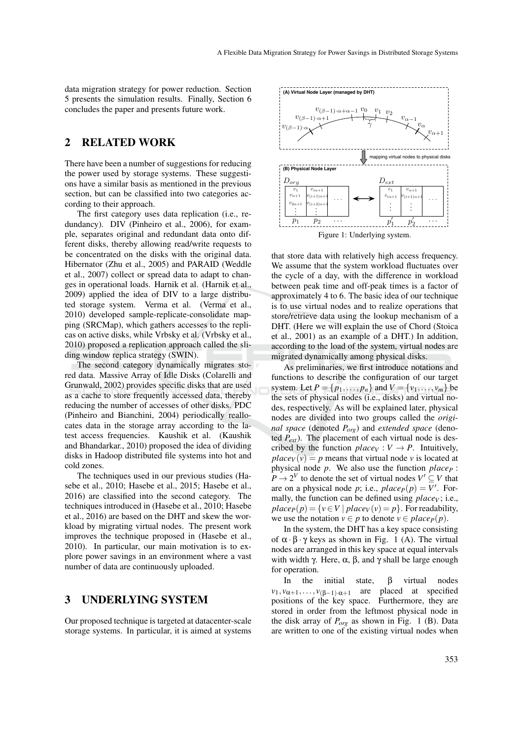data migration strategy for power reduction. Section 5 presents the simulation results. Finally, Section 6 concludes the paper and presents future work.

## 2 RELATED WORK

There have been a number of suggestions for reducing the power used by storage systems. These suggestions have a similar basis as mentioned in the previous section, but can be classified into two categories according to their approach.

The first category uses data replication (i.e., redundancy). DIV (Pinheiro et al., 2006), for example, separates original and redundant data onto different disks, thereby allowing read/write requests to be concentrated on the disks with the original data. Hibernator (Zhu et al., 2005) and PARAID (Weddle et al., 2007) collect or spread data to adapt to changes in operational loads. Harnik et al. (Harnik et al., 2009) applied the idea of DIV to a large distributed storage system. Verma et al. (Verma et al., 2010) developed sample-replicate-consolidate mapping (SRCMap), which gathers accesses to the replicas on active disks, while Vrbsky et al. (Vrbsky et al., 2010) proposed a replication approach called the sliding window replica strategy (SWIN).

The second category dynamically migrates stored data. Massive Array of Idle Disks (Colarelli and Grunwald, 2002) provides specific disks that are used as a cache to store frequently accessed data, thereby reducing the number of accesses of other disks. PDC (Pinheiro and Bianchini, 2004) periodically reallocates data in the storage array according to the latest access frequencies. Kaushik et al. (Kaushik and Bhandarkar., 2010) proposed the idea of dividing disks in Hadoop distributed file systems into hot and cold zones.

The techniques used in our previous studies (Hasebe et al., 2010; Hasebe et al., 2015; Hasebe et al., 2016) are classified into the second category. The techniques introduced in (Hasebe et al., 2010; Hasebe et al., 2016) are based on the DHT and skew the workload by migrating virtual nodes. The present work improves the technique proposed in (Hasebe et al., 2010). In particular, our main motivation is to explore power savings in an environment where a vast number of data are continuously uploaded.

## 3 UNDERLYING SYSTEM

Our proposed technique is targeted at datacenter-scale storage systems. In particular, it is aimed at systems that store data with relatively high access frequency. We assume that the system workload fluctuates over the cycle of a day, with the difference in workload between peak time and off-peak times is a factor of approximately 4 to 6. The basic idea of our technique is to use virtual nodes and to realize operations that store/retrieve data using the lookup mechanism of a DHT. (Here we will explain the use of Chord (Stoica et al., 2001) as an example of a DHT.) In addition, according to the load of the system, virtual nodes are migrated dynamically among physical disks.

Figure 1: Underlying system.

As preliminaries, we first introduce notations and functions to describe the configuration of our target system. Let $P = \{p_1, \ldots, p_n\}$ and $V = \{v_1, \ldots, v_m\}$ be the sets of physical nodes (i.e., disks) and virtual nodes, respectively. As will be explained later, physical nodes are divided into two groups called the *original space* (denoted $P_{org}$) and *extended space* (denoted $P_{ext}$). The placement of each virtual node is described by the function $place_V : V \rightarrow P$. Intuitively, $place_V(v) = p$ means that virtual node $v$ is located at physical node $p$. We also use the function $place_P : P \rightarrow 2^V$ to denote the set of virtual nodes $V' \subseteq V$ that are on a physical node $p$; i.e., $place_P(p) = V'$. Formally, the function can be defined using $place_V$; i.e., $place_P(p) = \{v \in V \mid place_V(v) = p\}$. For readability, we use the notation $v \in p$ to denote $v \in place_P(p)$.

In the system, the DHT has a key space consisting of $\alpha \cdot \beta \cdot \gamma$ keys as shown in Fig. 1 (A). The virtual nodes are arranged in this key space at equal intervals with width $\gamma$. Here, $\alpha$, $\beta$, and $\gamma$ shall be large enough for operation.

In the initial state, $\beta$ virtual nodes $v_1, v_{\alpha+1}, \ldots, v_{(\beta-1)\cdot\alpha+1}$ are placed at specified positions of the key space. Furthermore, they are stored in order from the leftmost physical node in the disk array of $P_{org}$ as shown in Fig. 1 (B). Data are written to one of the existing virtual nodes when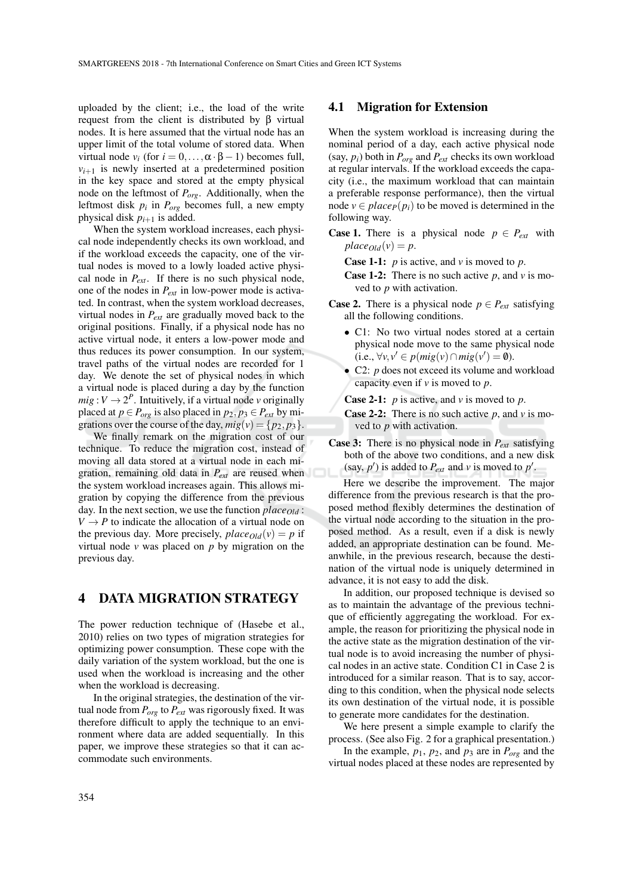uploaded by the client; i.e., the load of the write request from the client is distributed by β virtual nodes. It is here assumed that the virtual node has an upper limit of the total volume of stored data. When virtual node $v_i$ (for $i = 0, \ldots, \alpha \cdot \beta - 1$) becomes full, $v_{i+1}$ is newly inserted at a predetermined position in the key space and stored at the empty physical node on the leftmost of $P_{org}$. Additionally, when the leftmost disk $p_i$ in $P_{org}$ becomes full, a new empty physical disk $p_{i+1}$ is added.

When the system workload increases, each physical node independently checks its own workload, and if the workload exceeds the capacity, one of the virtual nodes is moved to a lowly loaded active physical node in $P_{ext}$. If there is no such physical node, one of the nodes in $P_{ext}$ in low-power mode is activated. In contrast, when the system workload decreases, virtual nodes in $P_{ext}$ are gradually moved back to the original positions. Finally, if a physical node has no active virtual node, it enters a low-power mode and thus reduces its power consumption. In our system, travel paths of the virtual nodes are recorded for 1 day. We denote the set of physical nodes in which a virtual node is placed during a day by the function $mig : V \rightarrow 2^P$. Intuitively, if a virtual node $v$ originally placed at $p \in P_{org}$ is also placed in $p_2, p_3 \in P_{ext}$ by migrations over the course of the day, $mig(v) = \{p_2, p_3\}$.

We finally remark on the migration cost of our technique. To reduce the migration cost, instead of moving all data stored at a virtual node in each migration, remaining old data in $P_{ext}$ are reused when the system workload increases again. This allows migration by copying the difference from the previous day. In the next section, we use the function $place_{Old} : V \rightarrow P$ to indicate the allocation of a virtual node on the previous day. More precisely, $place_{Old}(v) = p$ if virtual node $v$ was placed on $p$ by migration on the previous day.

# 4 DATA MIGRATION STRATEGY

The power reduction technique of (Hasebe et al., 2010) relies on two types of migration strategies for optimizing power consumption. These cope with the daily variation of the system workload, but the one is used when the workload is increasing and the other when the workload is decreasing.

In the original strategies, the destination of the virtual node from $P_{org}$ to $P_{ext}$ was rigorously fixed. It was therefore difficult to apply the technique to an environment where data are added sequentially. In this paper, we improve these strategies so that it can accommodate such environments.

## 4.1 Migration for Extension

When the system workload is increasing during the nominal period of a day, each active physical node (say, $p_i$) both in $P_{org}$ and $P_{ext}$ checks its own workload at regular intervals. If the workload exceeds the capacity (i.e., the maximum workload that can maintain a preferable response performance), then the virtual node $v \in place_P(p_i)$ to be moved is determined in the following way.

**Case 1.** There is a physical node $p \in P_{ext}$ with $place_{Old}(v) = p$.

- **Case 1-1:** $p$ is active, and $v$ is moved to $p$.
- **Case 1-2:** There is no such active $p$, and $v$ is moved to $p$ with activation.

**Case 2.** There is a physical node $p \in P_{ext}$ satisfying all the following conditions.

- C1: No two virtual nodes stored at a certain physical node move to the same physical node (i.e., $\forall v, v' \in p(mig(v) \cap mig(v') = \emptyset)$.
- C2: $p$ does not exceed its volume and workload capacity even if $v$ is moved to $p$.

- **Case 2-1:** $p$ is active, and $v$ is moved to $p$.
- **Case 2-2:** There is no such active $p$, and $v$ is moved to $p$ with activation.

**Case 3:** There is no physical node in $P_{ext}$ satisfying both of the above two conditions, and a new disk (say, $p'$) is added to $P_{ext}$ and $v$ is moved to $p'$.

Here we describe the improvement. The major difference from the previous research is that the proposed method flexibly determines the destination of the virtual node according to the situation in the proposed method. As a result, even if a disk is newly added, an appropriate destination can be found. Meanwhile, in the previous research, because the destination of the virtual node is uniquely determined in advance, it is not easy to add the disk.

In addition, our proposed technique is devised so as to maintain the advantage of the previous technique of efficiently aggregating the workload. For example, the reason for prioritizing the physical node in the active state as the migration destination of the virtual node is to avoid increasing the number of physical nodes in an active state. Condition C1 in Case 2 is introduced for a similar reason. That is to say, according to this condition, when the physical node selects its own destination of the virtual node, it is possible to generate more candidates for the destination.

We here present a simple example to clarify the process. (See also Fig. 2 for a graphical presentation.)

In the example, $p_1$, $p_2$, and $p_3$ are in $P_{org}$ and the virtual nodes placed at these nodes are represented by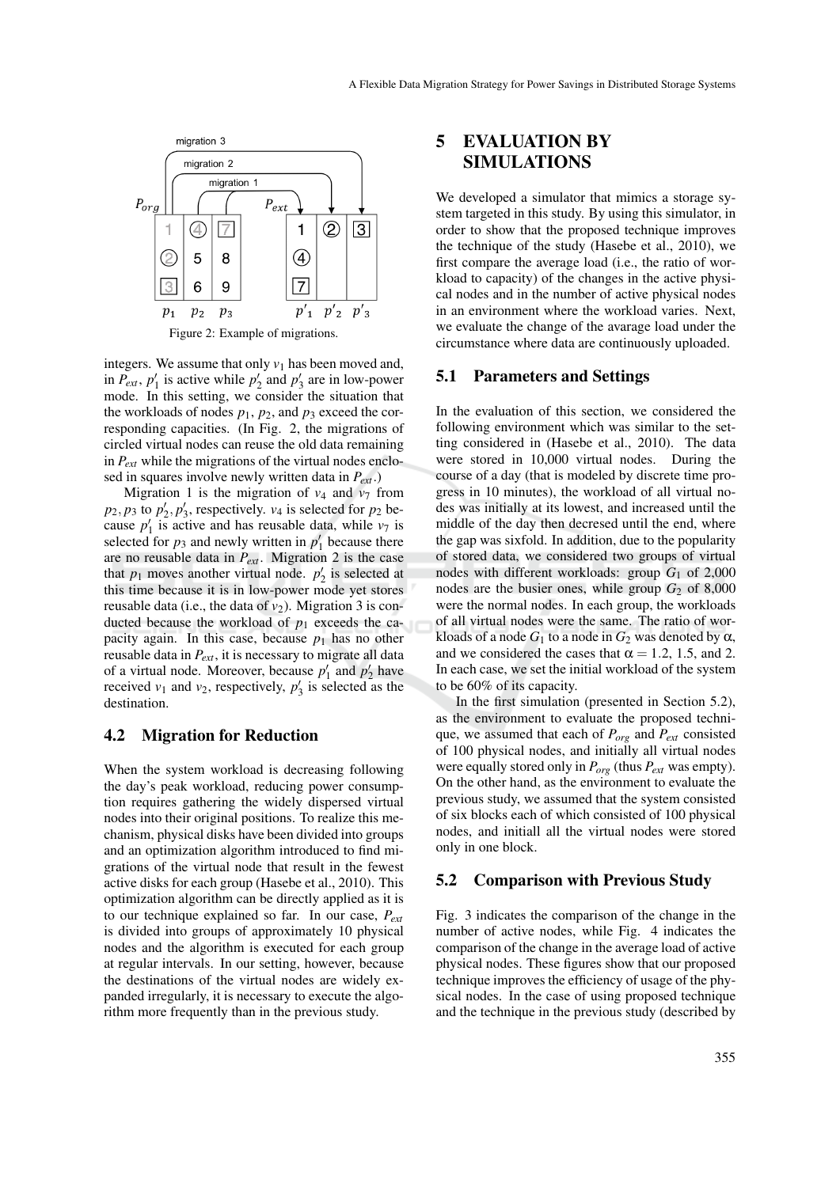Figure 2: Example of migrations.

integers. We assume that only $v_1$ has been moved and, in $P_{ext}$, $p'_1$ is active while $p'_2$ and $p'_3$ are in low-power mode. In this setting, we consider the situation that the workloads of nodes $p_1$, $p_2$, and $p_3$ exceed the corresponding capacities. (In Fig. 2, the migrations of circled virtual nodes can reuse the old data remaining in $P_{ext}$ while the migrations of the virtual nodes enclosed in squares involve newly written data in $P_{ext}$.)

Migration 1 is the migration of $v_4$ and $v_7$ from $p_2, p_3$ to $p'_2, p'_3$, respectively. $v_4$ is selected for $p_2$ because $p'_1$ is active and has reusable data, while $v_7$ is selected for $p_3$ and newly written in $p'_1$ because there are no reusable data in $P_{ext}$. Migration 2 is the case that $p_1$ moves another virtual node. $p'_2$ is selected at this time because it is in low-power mode yet stores reusable data (i.e., the data of $v_2$). Migration 3 is conducted because the workload of $p_1$ exceeds the capacity again. In this case, because $p_1$ has no other reusable data in $P_{ext}$, it is necessary to migrate all data of a virtual node. Moreover, because $p'_1$ and $p'_2$ have received $v_1$ and $v_2$, respectively, $p'_3$ is selected as the destination.

### 4.2 Migration for Reduction

When the system workload is decreasing following the day's peak workload, reducing power consumption requires gathering the widely dispersed virtual nodes into their original positions. To realize this mechanism, physical disks have been divided into groups and an optimization algorithm introduced to find migrations of the virtual node that result in the fewest active disks for each group (Hasebe et al., 2010). This optimization algorithm can be directly applied as it is to our technique explained so far. In our case, $P_{ext}$ is divided into groups of approximately 10 physical nodes and the algorithm is executed for each group at regular intervals. In our setting, however, because the destinations of the virtual nodes are widely expanded irregularly, it is necessary to execute the algorithm more frequently than in the previous study.

## 5 EVALUATION BY SIMULATIONS

We developed a simulator that mimics a storage system targeted in this study. By using this simulator, in order to show that the proposed technique improves the technique of the study (Hasebe et al., 2010), we first compare the average load (i.e., the ratio of workload to capacity) of the changes in the active physical nodes and in the number of active physical nodes in an environment where the workload varies. Next, we evaluate the change of the avarage load under the circumstance where data are continuously uploaded.

### 5.1 Parameters and Settings

In the evaluation of this section, we considered the following environment which was similar to the setting considered in (Hasebe et al., 2010). The data were stored in 10,000 virtual nodes. During the course of a day (that is modeled by discrete time progress in 10 minutes), the workload of all virtual nodes was initially at its lowest, and increased until the middle of the day then decresed until the end, where the gap was sixfold. In addition, due to the popularity of stored data, we considered two groups of virtual nodes with different workloads: group $G_1$ of 2,000 nodes are the busier ones, while group $G_2$ of 8,000 were the normal nodes. In each group, the workloads of all virtual nodes were the same. The ratio of workloads of a node $G_1$ to a node in $G_2$ was denoted by $\alpha$, and we considered the cases that $\alpha = 1.2$, 1.5, and 2. In each case, we set the initial workload of the system to be 60% of its capacity.

In the first simulation (presented in Section 5.2), as the environment to evaluate the proposed technique, we assumed that each of $P_{org}$ and $P_{ext}$ consisted of 100 physical nodes, and initially all virtual nodes were equally stored only in $P_{org}$ (thus $P_{ext}$ was empty). On the other hand, as the environment to evaluate the previous study, we assumed that the system consisted of six blocks each of which consisted of 100 physical nodes, and initiall all the virtual nodes were stored only in one block.

### 5.2 Comparison with Previous Study

Fig. 3 indicates the comparison of the change in the number of active nodes, while Fig. 4 indicates the comparison of the change in the average load of active physical nodes. These figures show that our proposed technique improves the efficiency of usage of the physical nodes. In the case of using proposed technique and the technique in the previous study (described by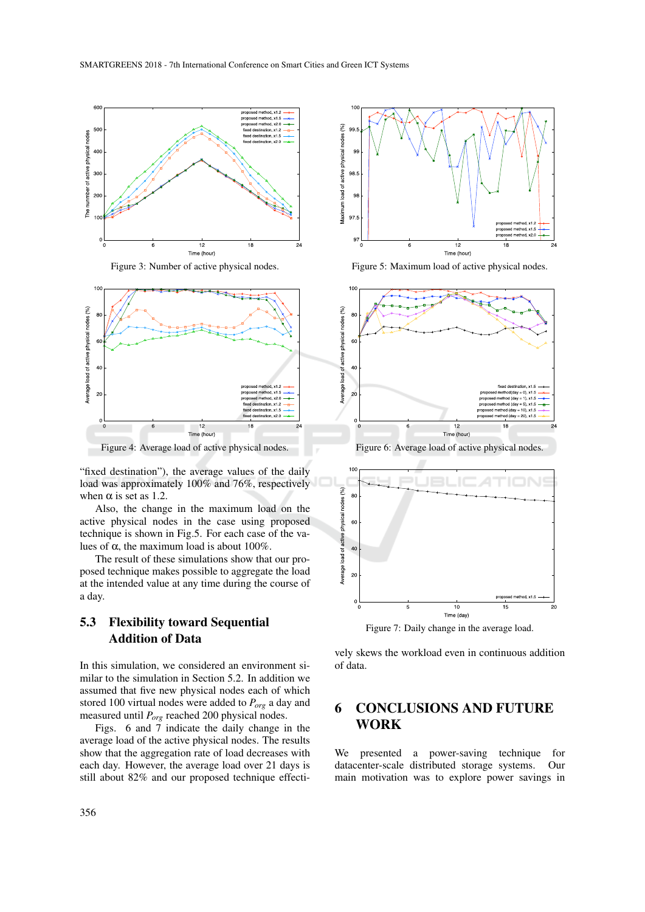Figure 3: Number of active physical nodes.

Figure 5: Maximum load of active physical nodes.

Figure 4: Average load of active physical nodes.

Figure 6: Average load of active physical nodes.

Figure 7: Daily change in the average load.

"fixed destination"), the average values of the daily load was approximately 100% and 76%, respectively when α is set as 1.2.

Also, the change in the maximum load on the active physical nodes in the case using proposed technique is shown in Fig.5. For each case of the values of α, the maximum load is about 100%.

The result of these simulations show that our proposed technique makes possible to aggregate the load at the intended value at any time during the course of a day.

### 5.3 Flexibility toward Sequential Addition of Data

In this simulation, we considered an environment similar to the simulation in Section 5.2. In addition we assumed that five new physical nodes each of which stored 100 virtual nodes were added to $P_{org}$ a day and measured until $P_{org}$ reached 200 physical nodes.

Figs. 6 and 7 indicate the daily change in the average load of the active physical nodes. The results show that the aggregation rate of load decreases with each day. However, the average load over 21 days is still about 82% and our proposed technique effectively skews the workload even in continuous addition of data.

## 6 CONCLUSIONS AND FUTURE WORK

We presented a power-saving technique for datacenter-scale distributed storage systems. Our main motivation was to explore power savings in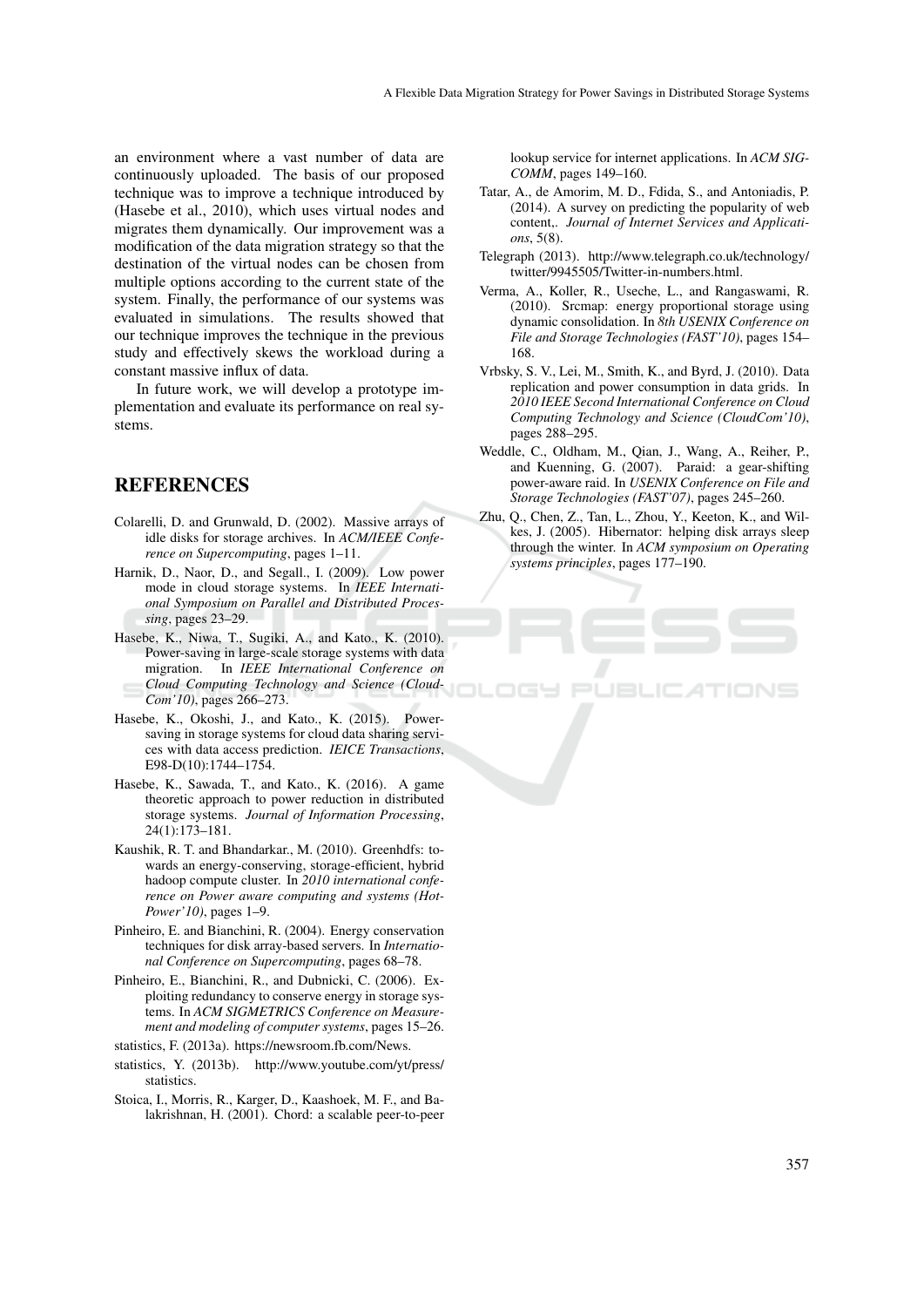an environment where a vast number of data are continuously uploaded. The basis of our proposed technique was to improve a technique introduced by (Hasebe et al., 2010), which uses virtual nodes and migrates them dynamically. Our improvement was a modification of the data migration strategy so that the destination of the virtual nodes can be chosen from multiple options according to the current state of the system. Finally, the performance of our systems was evaluated in simulations. The results showed that our technique improves the technique in the previous study and effectively skews the workload during a constant massive influx of data.

In future work, we will develop a prototype implementation and evaluate its performance on real systems.

## REFERENCES

Colarelli, D. and Grunwald, D. (2002). Massive arrays of idle disks for storage archives. In *ACM/IEEE Conference on Supercomputing*, pages 1–11.

Harnik, D., Naor, D., and Segall., I. (2009). Low power mode in cloud storage systems. In *IEEE International Symposium on Parallel and Distributed Processing*, pages 23–29.

Hasebe, K., Niwa, T., Sugiki, A., and Kato., K. (2010). Power-saving in large-scale storage systems with data migration. In *IEEE International Conference on Cloud Computing Technology and Science (CloudCom'10)*, pages 266–273.

Hasebe, K., Okoshi, J., and Kato., K. (2015). Power-saving in storage systems for cloud data sharing services with data access prediction. *IEICE Transactions*, E98-D(10):1744–1754.

Hasebe, K., Sawada, T., and Kato., K. (2016). A game theoretic approach to power reduction in distributed storage systems. *Journal of Information Processing*, 24(1):173–181.

Kaushik, R. T. and Bhandarkar., M. (2010). Greenhdfs: towards an energy-conserving, storage-efficient, hybrid hadoop compute cluster. In *2010 international conference on Power aware computing and systems (HotPower'10)*, pages 1–9.

Pinheiro, E. and Bianchini, R. (2004). Energy conservation techniques for disk array-based servers. In *International Conference on Supercomputing*, pages 68–78.

Pinheiro, E., Bianchini, R., and Dubnicki, C. (2006). Exploiting redundancy to conserve energy in storage systems. In *ACM SIGMETRICS Conference on Measurement and modeling of computer systems*, pages 15–26.

statistics, F. (2013a). https://newsroom.fb.com/News.

statistics, Y. (2013b). http://www.youtube.com/yt/press/statistics.

Stoica, I., Morris, R., Karger, D., Kaashoek, M. F., and Balakrishnan, H. (2001). Chord: a scalable peer-to-peer lookup service for internet applications. In *ACM SIGCOMM*, pages 149–160.

Tatar, A., de Amorim, M. D., Fdida, S., and Antoniadis, P. (2014). A survey on predicting the popularity of web content,. *Journal of Internet Services and Applications*, 5(8).

Telegraph (2013). http://www.telegraph.co.uk/technology/twitter/9945505/Twitter-in-numbers.html.

Verma, A., Koller, R., Useche, L., and Rangaswami, R. (2010). Srcmap: energy proportional storage using dynamic consolidation. In *8th USENIX Conference on File and Storage Technologies (FAST'10)*, pages 154–168.

Vrbsky, S. V., Lei, M., Smith, K., and Byrd, J. (2010). Data replication and power consumption in data grids. In *2010 IEEE Second International Conference on Cloud Computing Technology and Science (CloudCom'10)*, pages 288–295.

Weddle, C., Oldham, M., Qian, J., Wang, A., Reiher, P., and Kuenning, G. (2007). Paraid: a gear-shifting power-aware raid. In *USENIX Conference on File and Storage Technologies (FAST'07)*, pages 245–260.

Zhu, Q., Chen, Z., Tan, L., Zhou, Y., Keeton, K., and Wilkes, J. (2005). Hibernator: helping disk arrays sleep through the winter. In *ACM symposium on Operating systems principles*, pages 177–190.